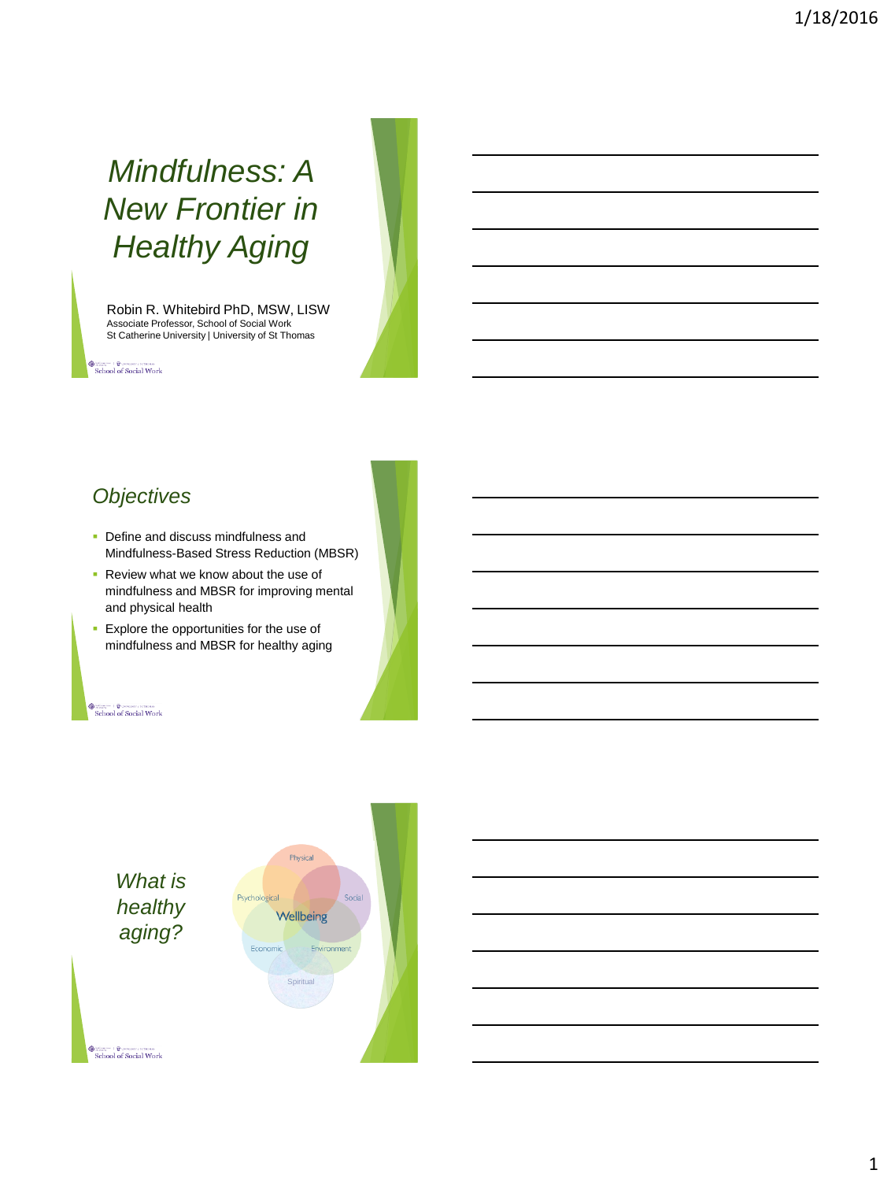# Mindfulness: A New Frontier in Healthy Aging

Robin R. Whitebird PhD, MSW, LISW
Associate Professor, School of Social Work
St Catherine University | University of St Thomas

School of Social Work

## Objectives

- Define and discuss mindfulness and Mindfulness-Based Stress Reduction (MBSR)
- Review what we know about the use of mindfulness and MBSR for improving mental and physical health
- Explore the opportunities for the use of mindfulness and MBSR for healthy aging

School of Social Work

## What is healthy aging?

Physical
Psychological
Social
Wellbeing
Economic
Environment
Spiritual

School of Social Work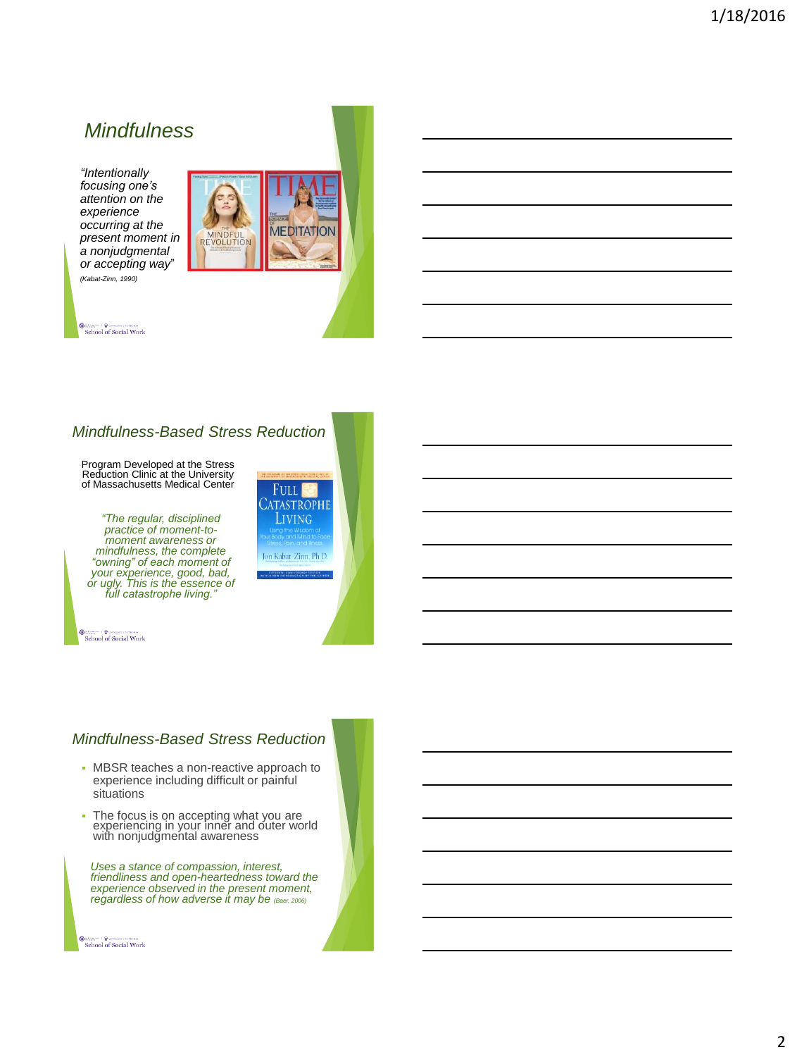## Mindfulness

*"Intentionally focusing one's attention on the experience occurring at the present moment in a nonjudgmental or accepting way"*

*(Kabat-Zinn, 1990)*

## Mindfulness-Based Stress Reduction

Program Developed at the Stress Reduction Clinic at the University of Massachusetts Medical Center

*"The regular, disciplined practice of moment-to-moment awareness or mindfulness, the complete "owning" of each moment of your experience, good, bad, or ugly. This is the essence of full catastrophe living."*

## Mindfulness-Based Stress Reduction

- MBSR teaches a non-reactive approach to experience including difficult or painful situations
- The focus is on accepting what you are experiencing in your inner and outer world with nonjudgmental awareness

*Uses a stance of compassion, interest, friendliness and open-heartedness toward the experience observed in the present moment, regardless of how adverse it may be (Baer, 2006)*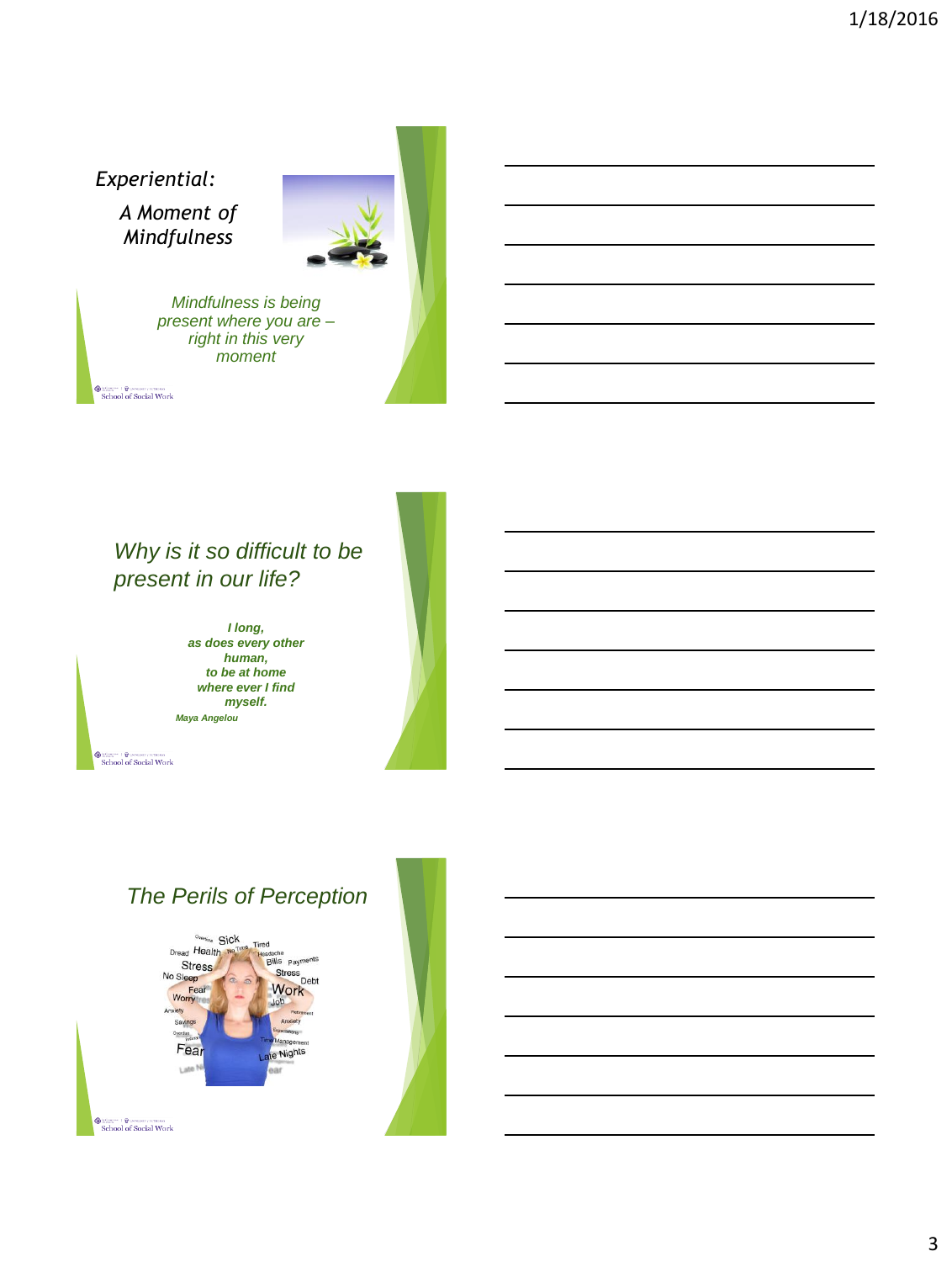## *Experiential:*

### *A Moment of Mindfulness*

*Mindfulness is being present where you are – right in this very moment*

School of Social Work

## *Why is it so difficult to be present in our life?*

***I long, as does every other human, to be at home where ever I find myself.***

***Maya Angelou***

School of Social Work

## *The Perils of Perception*

School of Social Work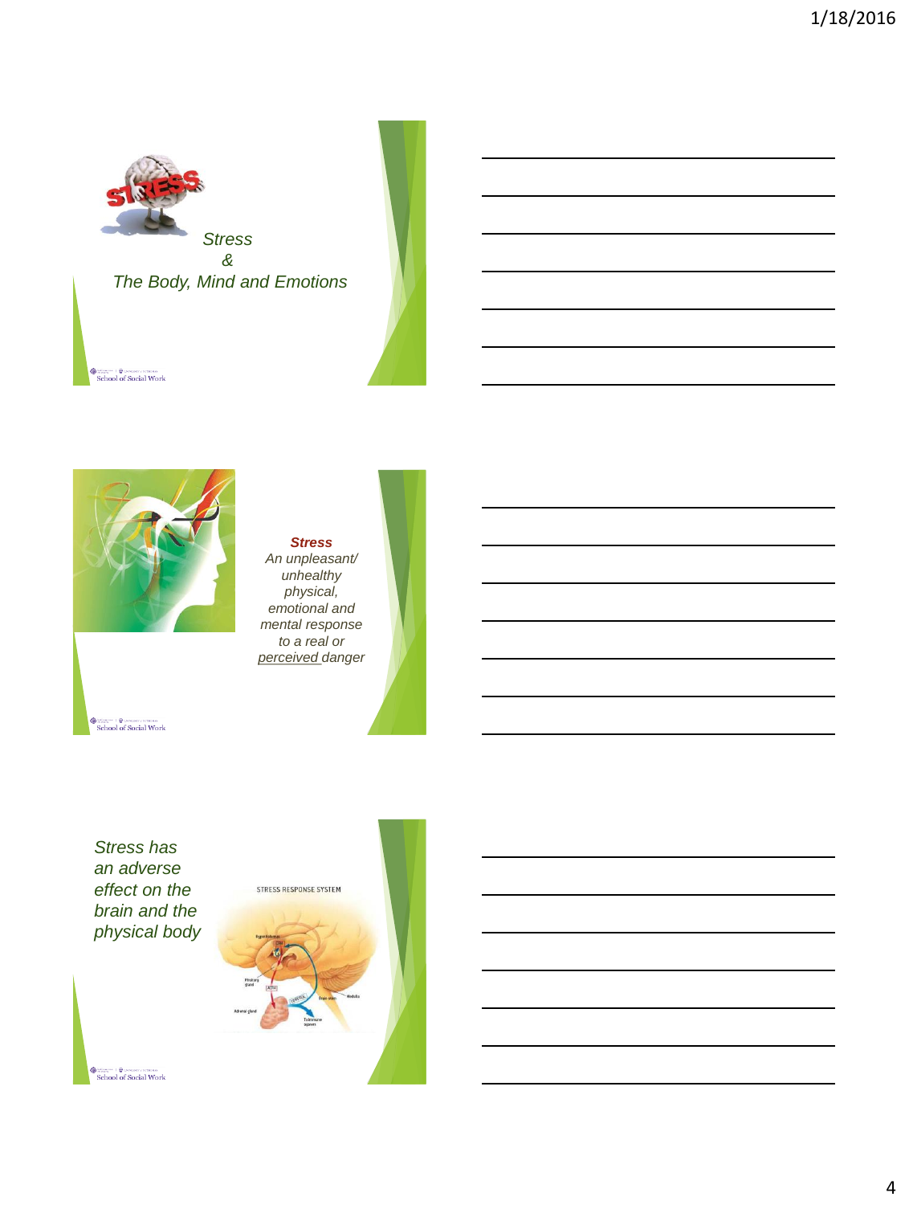Stress

&

The Body, Mind and Emotions

School of Social Work

**_Stress_**

*An unpleasant/ unhealthy physical, emotional and mental response to a real or perceived danger*

School of Social Work

*Stress has an adverse effect on the brain and the physical body*

STRESS RESPONSE SYSTEM

School of Social Work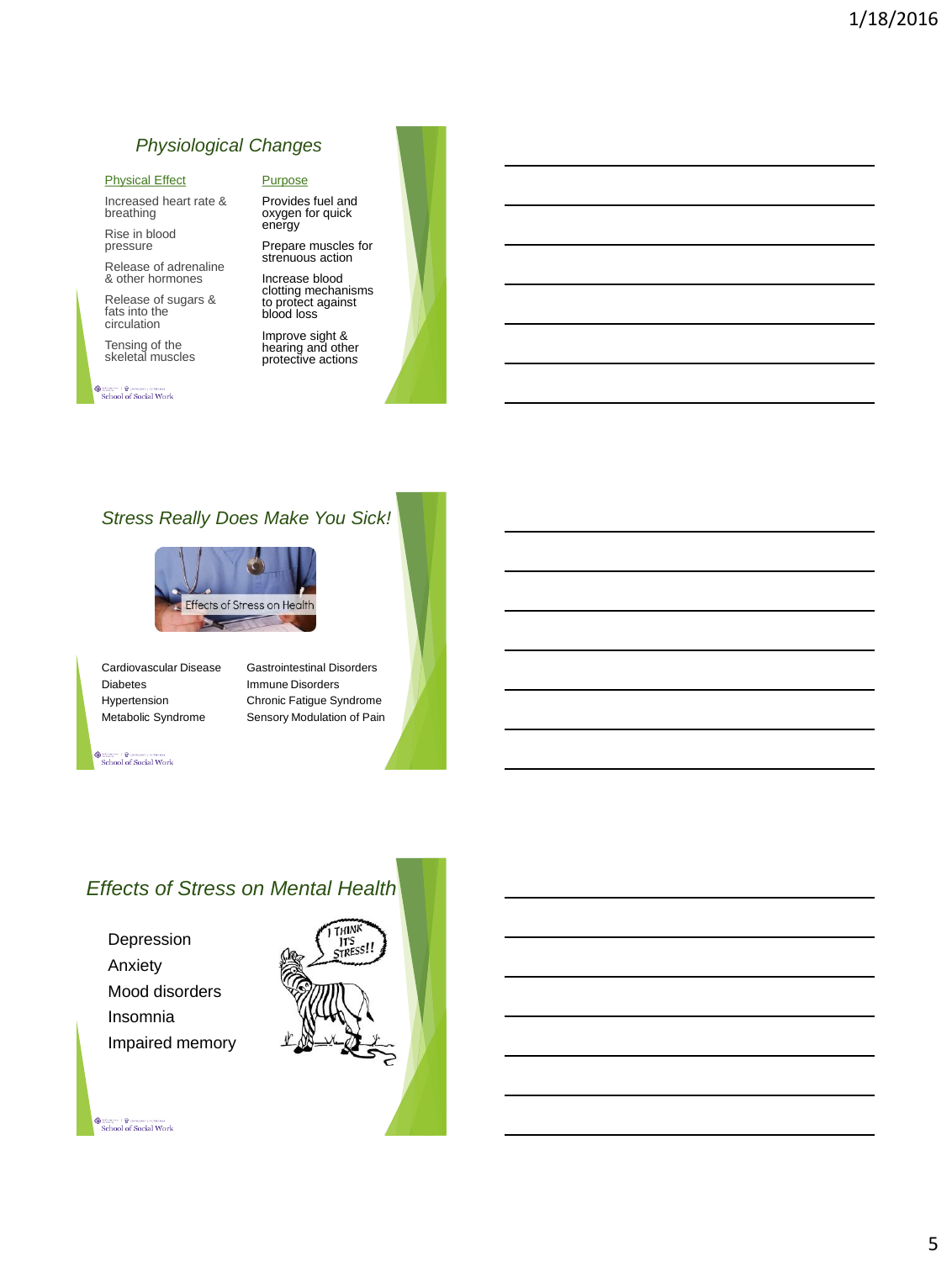## Physiological Changes

| Physical Effect | Purpose |
|---|---|
| Increased heart rate & breathing | Provides fuel and oxygen for quick energy |
| Rise in blood pressure | Prepare muscles for strenuous action |
| Release of adrenaline & other hormones | Increase blood clotting mechanisms to protect against blood loss |
| Release of sugars & fats into the circulation | Improve sight & hearing and other protective actions |
| Tensing of the skeletal muscles | |

School of Social Work

## Stress Really Does Make You Sick!

Effects of Stress on Health

- Cardiovascular Disease
- Diabetes
- Hypertension
- Metabolic Syndrome
- Gastrointestinal Disorders
- Immune Disorders
- Chronic Fatigue Syndrome
- Sensory Modulation of Pain

School of Social Work

## Effects of Stress on Mental Health

- Depression
- Anxiety
- Mood disorders
- Insomnia
- Impaired memory

School of Social Work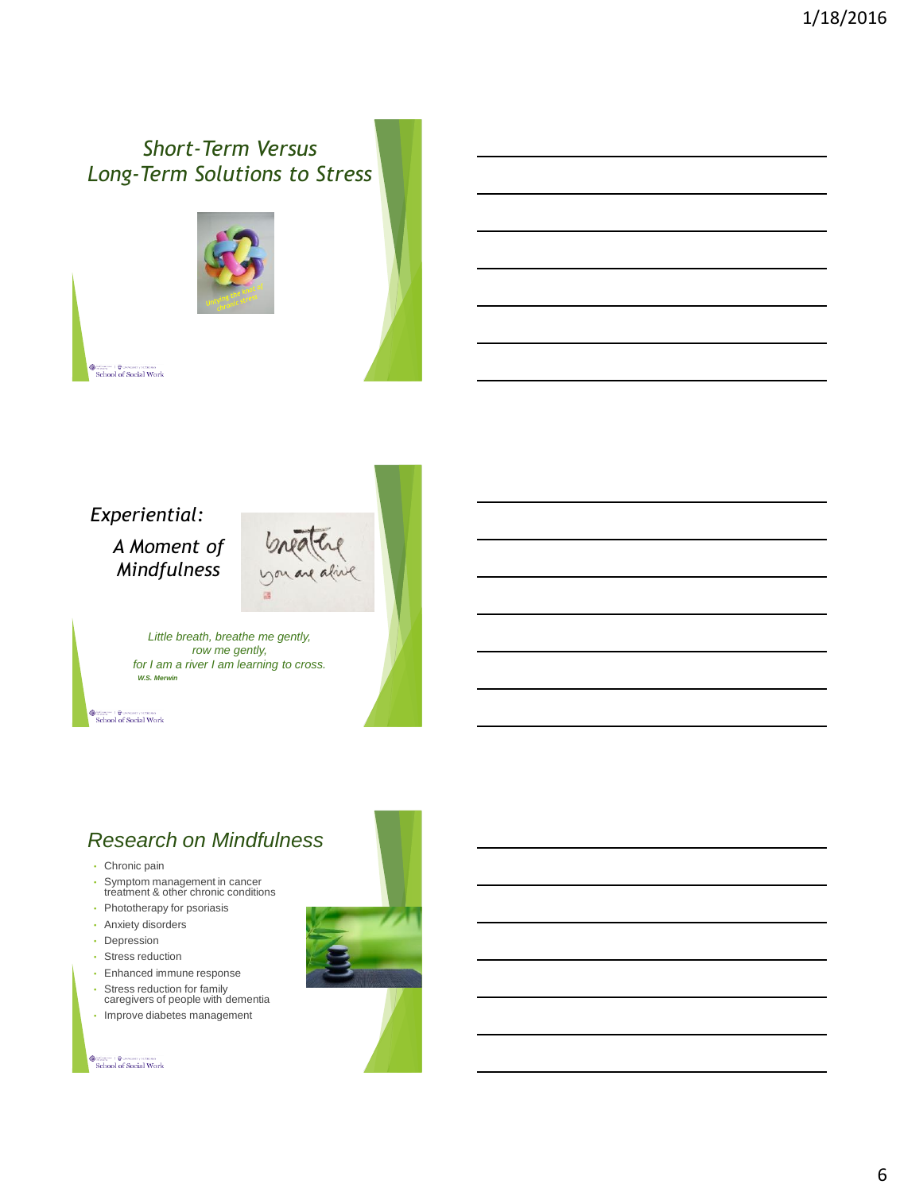## *Short-Term Versus Long-Term Solutions to Stress*

Untying the knot of chronic stress

School of Social Work

## *Experiential:*

### *A Moment of Mindfulness*

breathe you are alive

*Little breath, breathe me gently,*
*row me gently,*
*for I am a river I am learning to cross.*
***W.S. Merwin***

School of Social Work

## *Research on Mindfulness*

- Chronic pain
- Symptom management in cancer treatment & other chronic conditions
- Phototherapy for psoriasis
- Anxiety disorders
- Depression
- Stress reduction
- Enhanced immune response
- Stress reduction for family caregivers of people with dementia
- Improve diabetes management

School of Social Work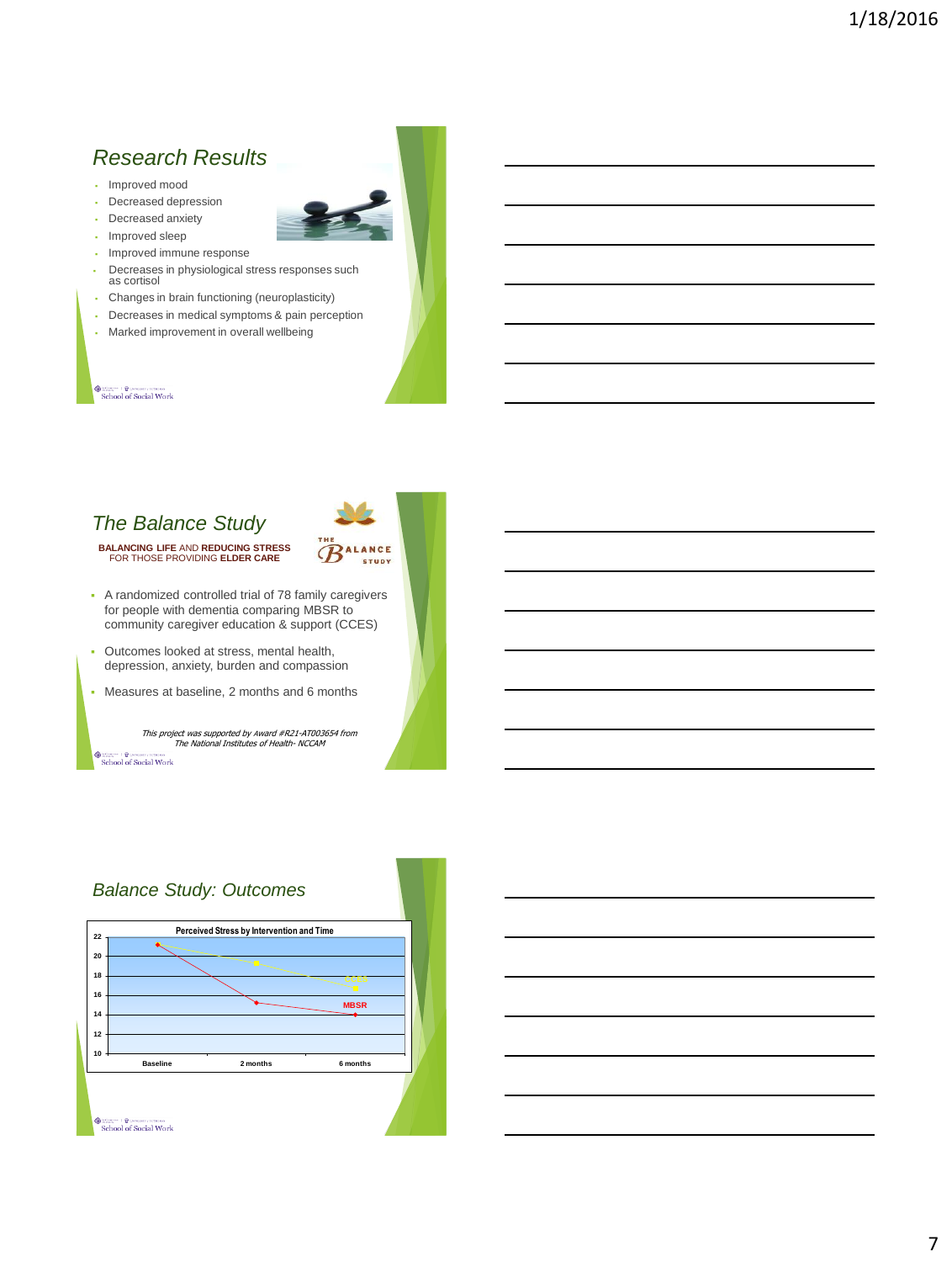## Research Results

- Improved mood
- Decreased depression
- Decreased anxiety
- Improved sleep
- Improved immune response
- Decreases in physiological stress responses such as cortisol
- Changes in brain functioning (neuroplasticity)
- Decreases in medical symptoms & pain perception
- Marked improvement in overall wellbeing

School of Social Work

## The Balance Study

**BALANCING LIFE** AND **REDUCING STRESS** FOR THOSE PROVIDING **ELDER CARE**

THE BALANCE STUDY

- A randomized controlled trial of 78 family caregivers for people with dementia comparing MBSR to community caregiver education & support (CCES)
- Outcomes looked at stress, mental health, depression, anxiety, burden and compassion
- Measures at baseline, 2 months and 6 months

*This project was supported by Award #R21-AT003654 from The National Institutes of Health- NCCAM*

School of Social Work

## Balance Study: Outcomes

**Perceived Stress by Intervention and Time**

Y-axis: 10, 12, 14, 16, 18, 20, 22

X-axis: Baseline, 2 months, 6 months

Series: CCES, MBSR

School of Social Work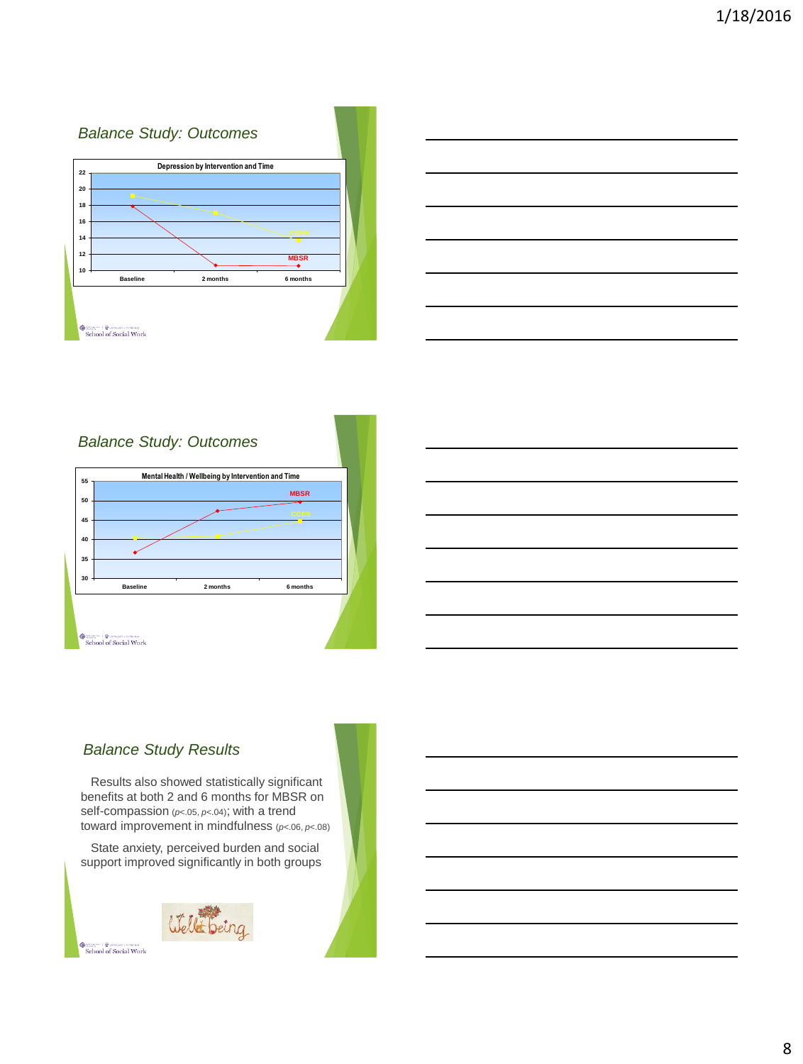## Balance Study: Outcomes

**Depression by Intervention and Time**

| | Baseline | 2 months | 6 months |
|---|---|---|---|
| CCFS | ~19.2 | ~17.1 | ~13.8 |
| MBSR | ~17.9 | ~10.6 | ~10.6 |

## Balance Study: Outcomes

**Mental Health / Wellbeing by Intervention and Time**

| | Baseline | 2 months | 6 months |
|---|---|---|---|
| MBSR | ~36.7 | ~47.4 | ~49.7 |
| CCFS | ~40.5 | ~40.9 | ~44.8 |

## Balance Study Results

Results also showed statistically significant benefits at both 2 and 6 months for MBSR on self-compassion ($p<.05$, $p<.04$); with a trend toward improvement in mindfulness ($p<.06$, $p<.08$)

State anxiety, perceived burden and social support improved significantly in both groups

Wellbeing

School of Social Work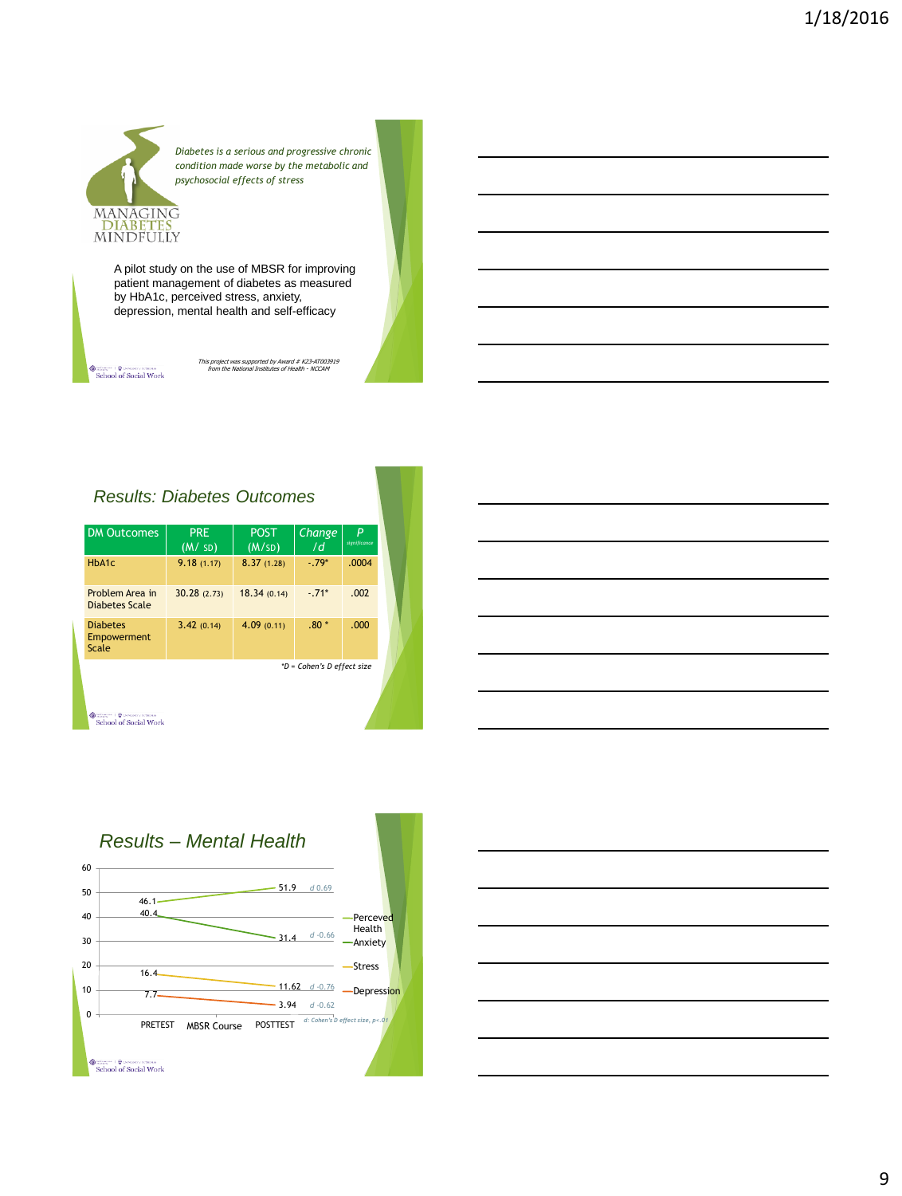*Diabetes is a serious and progressive chronic condition made worse by the metabolic and psychosocial effects of stress*

MANAGING DIABETES MINDFULLY

A pilot study on the use of MBSR for improving patient management of diabetes as measured by HbA1c, perceived stress, anxiety, depression, mental health and self-efficacy

*This project was supported by Award # K23-AT003919 from the National Institutes of Health - NCCAM*

School of Social Work

## *Results: Diabetes Outcomes*

| DM Outcomes | PRE (M/ SD) | POST (M/SD) | *Change /d* | *P* *significance* |
|---|---|---|---|---|
| HbA1c | 9.18 (1.17) | 8.37 (1.28) | -.79* | .0004 |
| Problem Area in Diabetes Scale | 30.28 (2.73) | 18.34 (0.14) | -.71* | .002 |
| Diabetes Empowerment Scale | 3.42 (0.14) | 4.09 (0.11) | .80 * | .000 |

*\*D = Cohen's D effect size*

School of Social Work

## *Results – Mental Health*

| | PRETEST | POSTTEST | *d* |
|---|---|---|---|
| Perceived Health | 46.1 | 51.9 | *d* 0.69 |
| Anxiety | 40.4 | 31.4 | *d* -0.66 |
| Stress | 16.4 | 11.62 | *d* -0.76 |
| Depression | 7.7 | 3.94 | *d* -0.62 |

(X-axis: PRETEST, MBSR Course, POSTTEST; Y-axis: 0–60)

*d: Cohen's D effect size, p<.01*

School of Social Work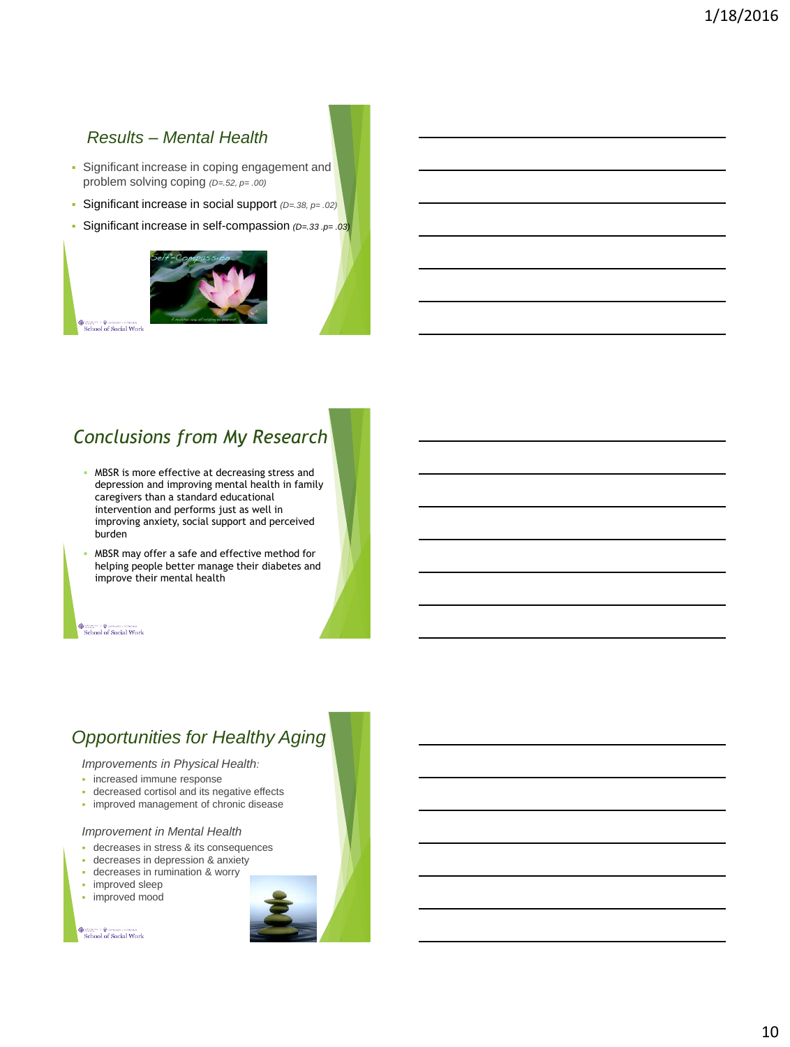## Results – Mental Health

- Significant increase in coping engagement and problem solving coping *($D=.52$, $p=.00$)*
- Significant increase in social support *($D=.38$, $p=.02$)*
- Significant increase in self-compassion *($D=.33$ .$p=.03$)*

## Conclusions from My Research

- MBSR is more effective at decreasing stress and depression and improving mental health in family caregivers than a standard educational intervention and performs just as well in improving anxiety, social support and perceived burden
- MBSR may offer a safe and effective method for helping people better manage their diabetes and improve their mental health

## Opportunities for Healthy Aging

*Improvements in Physical Health:*

- increased immune response
- decreased cortisol and its negative effects
- improved management of chronic disease

*Improvement in Mental Health*

- decreases in stress & its consequences
- decreases in depression & anxiety
- decreases in rumination & worry
- improved sleep
- improved mood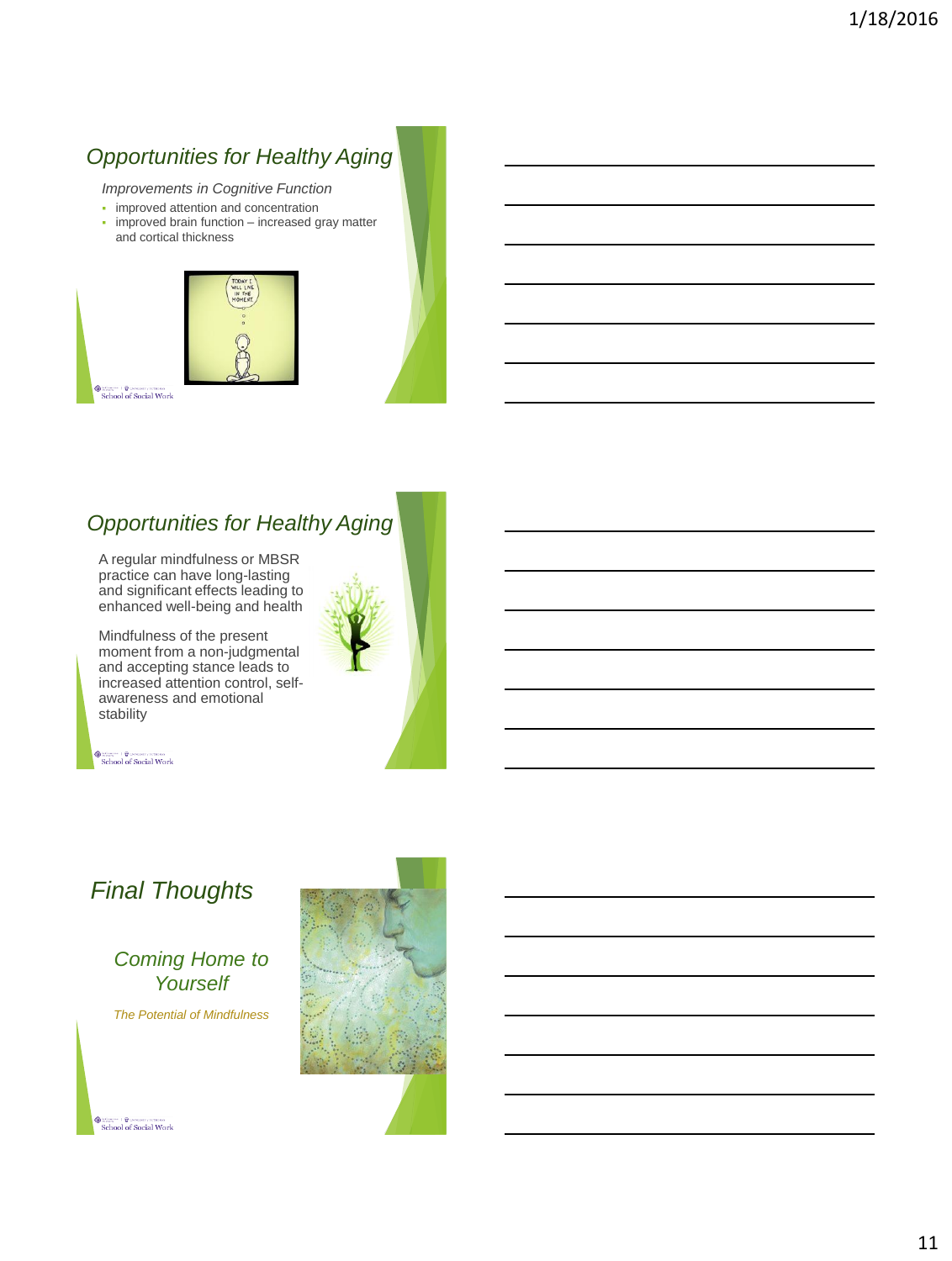## Opportunities for Healthy Aging

*Improvements in Cognitive Function*

- improved attention and concentration
- improved brain function – increased gray matter and cortical thickness

School of Social Work

## Opportunities for Healthy Aging

A regular mindfulness or MBSR practice can have long-lasting and significant effects leading to enhanced well-being and health

Mindfulness of the present moment from a non-judgmental and accepting stance leads to increased attention control, self-awareness and emotional stability

School of Social Work

## Final Thoughts

*Coming Home to Yourself*

*The Potential of Mindfulness*

School of Social Work